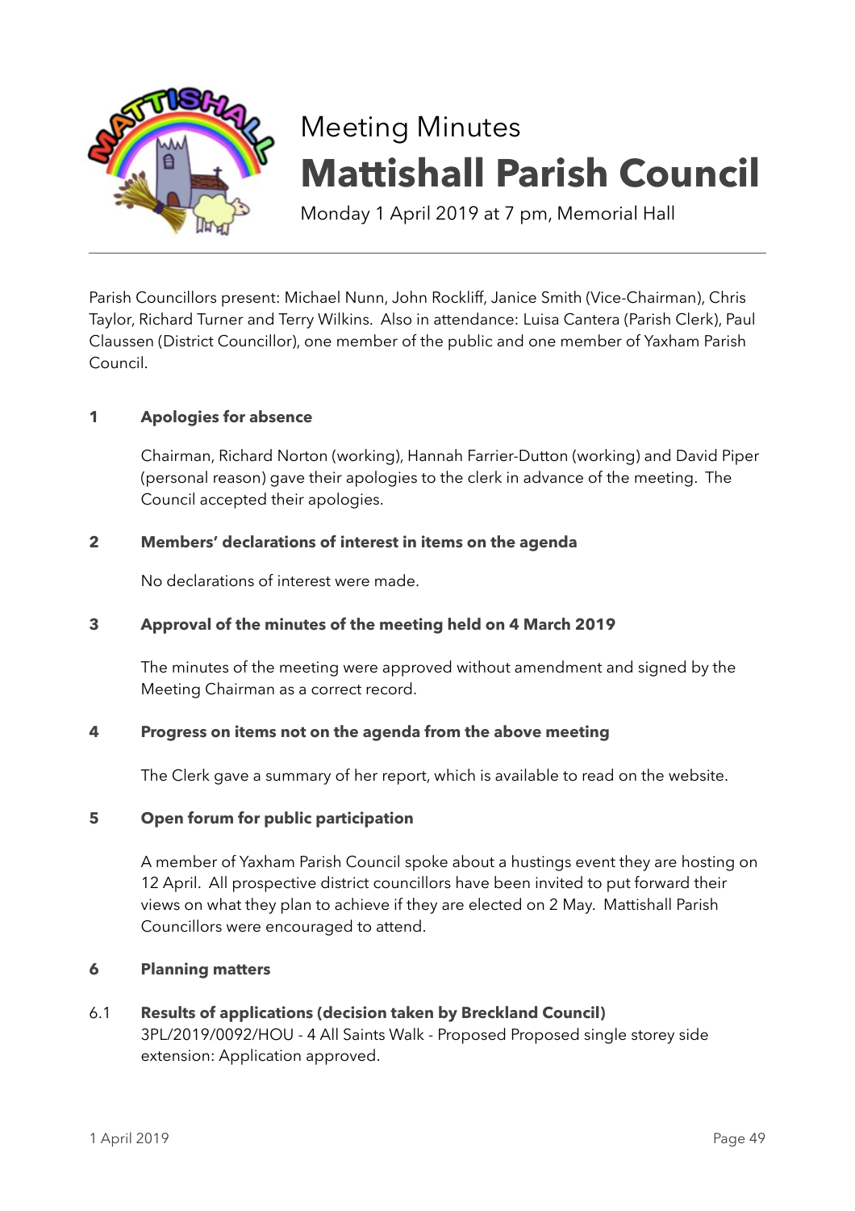# Meeting Minutes

# Mattishall Parish Council

Monday 1 April 2019 at 7 pm, Memorial Hall

---

Parish Councillors present: Michael Nunn, John Rockliff, Janice Smith (Vice-Chairman), Chris Taylor, Richard Turner and Terry Wilkins. Also in attendance: Luisa Cantera (Parish Clerk), Paul Claussen (District Councillor), one member of the public and one member of Yaxham Parish Council.

**1 Apologies for absence**

Chairman, Richard Norton (working), Hannah Farrier-Dutton (working) and David Piper (personal reason) gave their apologies to the clerk in advance of the meeting. The Council accepted their apologies.

**2 Members' declarations of interest in items on the agenda**

No declarations of interest were made.

**3 Approval of the minutes of the meeting held on 4 March 2019**

The minutes of the meeting were approved without amendment and signed by the Meeting Chairman as a correct record.

**4 Progress on items not on the agenda from the above meeting**

The Clerk gave a summary of her report, which is available to read on the website.

**5 Open forum for public participation**

A member of Yaxham Parish Council spoke about a hustings event they are hosting on 12 April. All prospective district councillors have been invited to put forward their views on what they plan to achieve if they are elected on 2 May. Mattishall Parish Councillors were encouraged to attend.

**6 Planning matters**

6.1 **Results of applications (decision taken by Breckland Council)**
3PL/2019/0092/HOU - 4 All Saints Walk - Proposed Proposed single storey side extension: Application approved.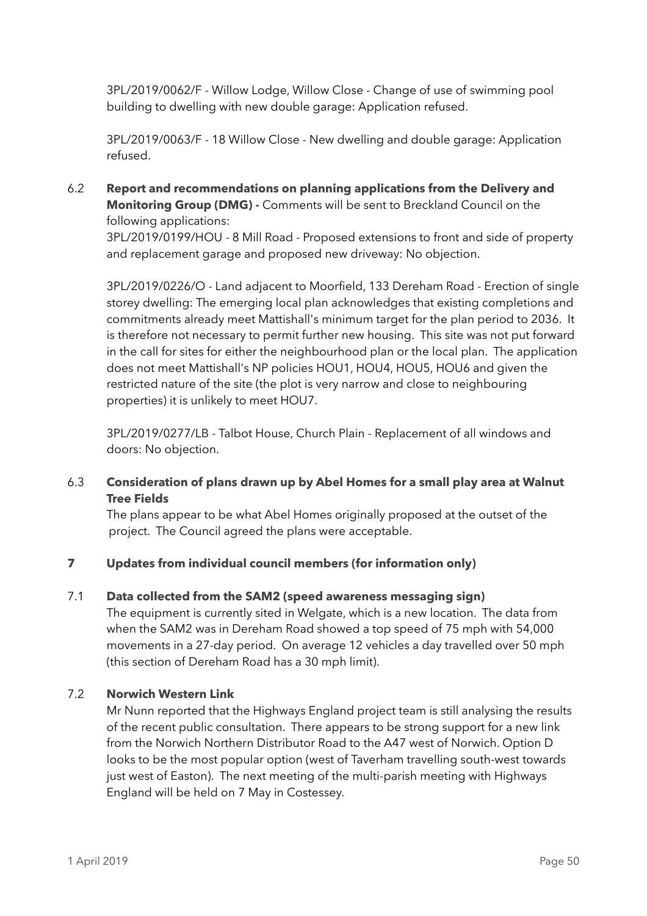3PL/2019/0062/F - Willow Lodge, Willow Close - Change of use of swimming pool building to dwelling with new double garage: Application refused.

3PL/2019/0063/F - 18 Willow Close - New dwelling and double garage: Application refused.

6.2 **Report and recommendations on planning applications from the Delivery and Monitoring Group (DMG) -** Comments will be sent to Breckland Council on the following applications:

3PL/2019/0199/HOU - 8 Mill Road - Proposed extensions to front and side of property and replacement garage and proposed new driveway: No objection.

3PL/2019/0226/O - Land adjacent to Moorfield, 133 Dereham Road - Erection of single storey dwelling: The emerging local plan acknowledges that existing completions and commitments already meet Mattishall's minimum target for the plan period to 2036. It is therefore not necessary to permit further new housing. This site was not put forward in the call for sites for either the neighbourhood plan or the local plan. The application does not meet Mattishall's NP policies HOU1, HOU4, HOU5, HOU6 and given the restricted nature of the site (the plot is very narrow and close to neighbouring properties) it is unlikely to meet HOU7.

3PL/2019/0277/LB - Talbot House, Church Plain - Replacement of all windows and doors: No objection.

6.3 **Consideration of plans drawn up by Abel Homes for a small play area at Walnut Tree Fields**

The plans appear to be what Abel Homes originally proposed at the outset of the project. The Council agreed the plans were acceptable.

## 7 Updates from individual council members (for information only)

7.1 **Data collected from the SAM2 (speed awareness messaging sign)**

The equipment is currently sited in Welgate, which is a new location. The data from when the SAM2 was in Dereham Road showed a top speed of 75 mph with 54,000 movements in a 27-day period. On average 12 vehicles a day travelled over 50 mph (this section of Dereham Road has a 30 mph limit).

7.2 **Norwich Western Link**

Mr Nunn reported that the Highways England project team is still analysing the results of the recent public consultation. There appears to be strong support for a new link from the Norwich Northern Distributor Road to the A47 west of Norwich. Option D looks to be the most popular option (west of Taverham travelling south-west towards just west of Easton). The next meeting of the multi-parish meeting with Highways England will be held on 7 May in Costessey.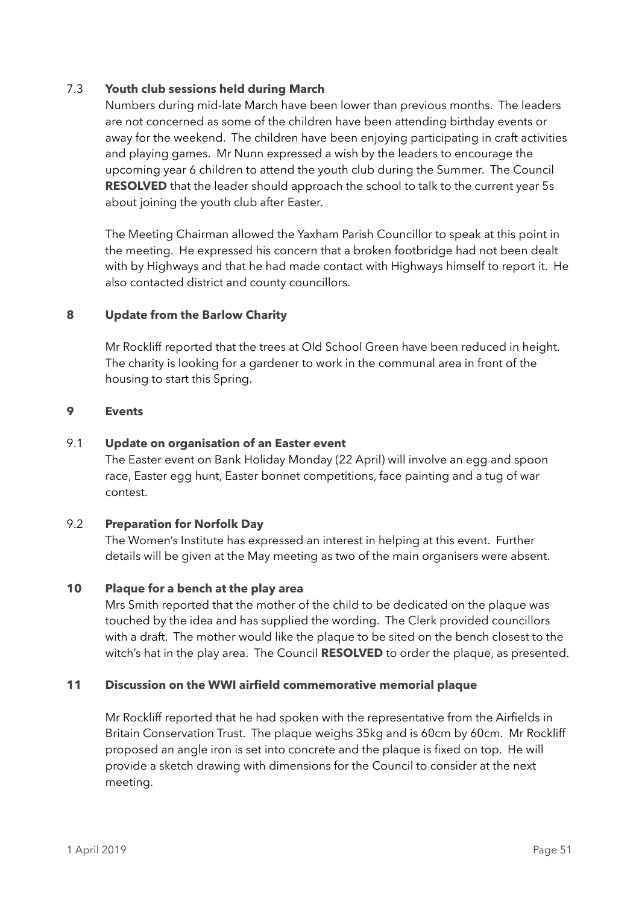### 7.3 Youth club sessions held during March

Numbers during mid-late March have been lower than previous months. The leaders are not concerned as some of the children have been attending birthday events or away for the weekend. The children have been enjoying participating in craft activities and playing games. Mr Nunn expressed a wish by the leaders to encourage the upcoming year 6 children to attend the youth club during the Summer. The Council **RESOLVED** that the leader should approach the school to talk to the current year 5s about joining the youth club after Easter.

The Meeting Chairman allowed the Yaxham Parish Councillor to speak at this point in the meeting. He expressed his concern that a broken footbridge had not been dealt with by Highways and that he had made contact with Highways himself to report it. He also contacted district and county councillors.

## 8 Update from the Barlow Charity

Mr Rockliff reported that the trees at Old School Green have been reduced in height. The charity is looking for a gardener to work in the communal area in front of the housing to start this Spring.

## 9 Events

### 9.1 Update on organisation of an Easter event

The Easter event on Bank Holiday Monday (22 April) will involve an egg and spoon race, Easter egg hunt, Easter bonnet competitions, face painting and a tug of war contest.

### 9.2 Preparation for Norfolk Day

The Women's Institute has expressed an interest in helping at this event. Further details will be given at the May meeting as two of the main organisers were absent.

## 10 Plaque for a bench at the play area

Mrs Smith reported that the mother of the child to be dedicated on the plaque was touched by the idea and has supplied the wording. The Clerk provided councillors with a draft. The mother would like the plaque to be sited on the bench closest to the witch's hat in the play area. The Council **RESOLVED** to order the plaque, as presented.

## 11 Discussion on the WWI airfield commemorative memorial plaque

Mr Rockliff reported that he had spoken with the representative from the Airfields in Britain Conservation Trust. The plaque weighs 35kg and is 60cm by 60cm. Mr Rockliff proposed an angle iron is set into concrete and the plaque is fixed on top. He will provide a sketch drawing with dimensions for the Council to consider at the next meeting.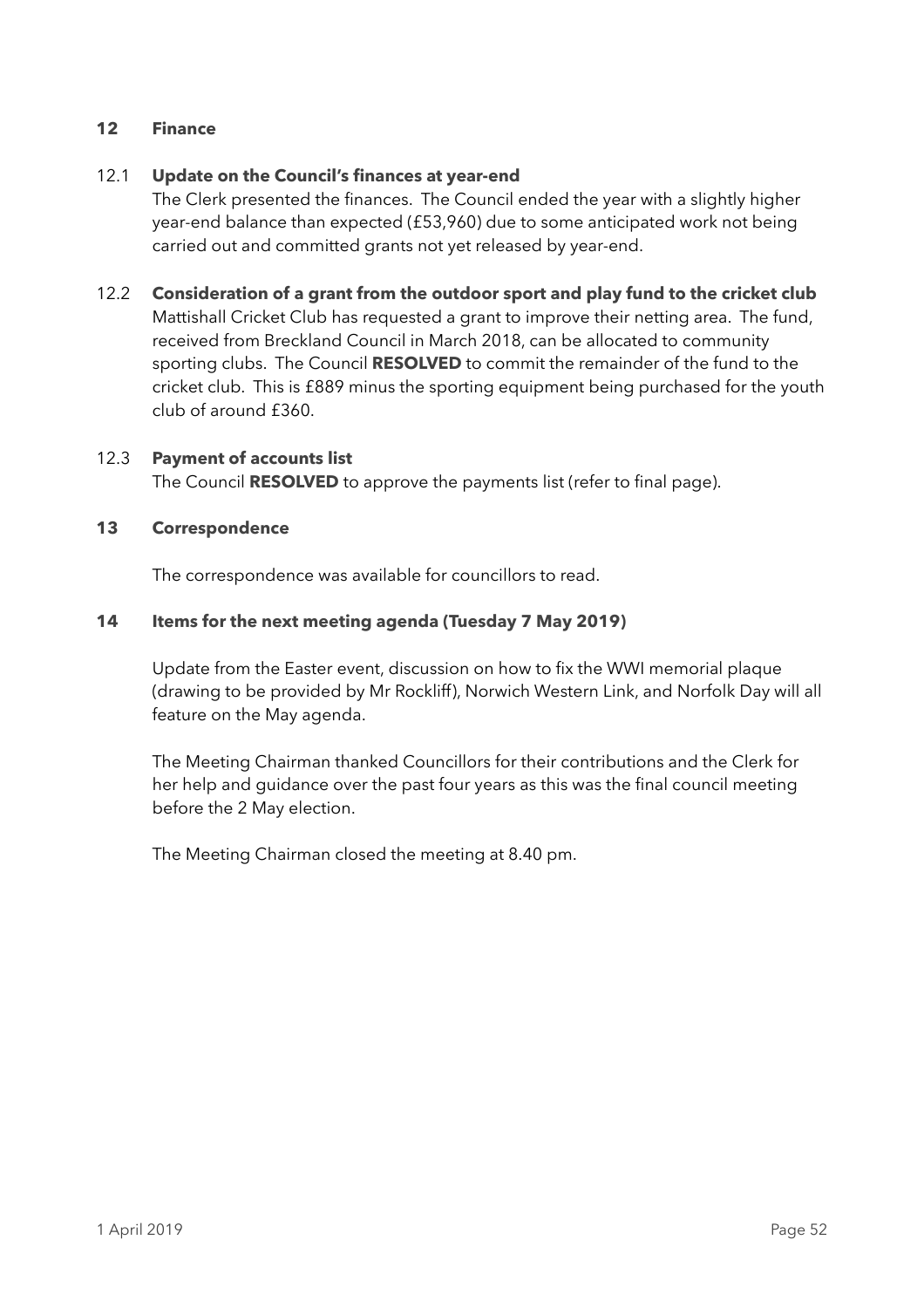## 12 Finance

### 12.1 Update on the Council's finances at year-end

The Clerk presented the finances. The Council ended the year with a slightly higher year-end balance than expected (£53,960) due to some anticipated work not being carried out and committed grants not yet released by year-end.

### 12.2 Consideration of a grant from the outdoor sport and play fund to the cricket club

Mattishall Cricket Club has requested a grant to improve their netting area. The fund, received from Breckland Council in March 2018, can be allocated to community sporting clubs. The Council **RESOLVED** to commit the remainder of the fund to the cricket club. This is £889 minus the sporting equipment being purchased for the youth club of around £360.

### 12.3 Payment of accounts list

The Council **RESOLVED** to approve the payments list (refer to final page).

## 13 Correspondence

The correspondence was available for councillors to read.

## 14 Items for the next meeting agenda (Tuesday 7 May 2019)

Update from the Easter event, discussion on how to fix the WWI memorial plaque (drawing to be provided by Mr Rockliff), Norwich Western Link, and Norfolk Day will all feature on the May agenda.

The Meeting Chairman thanked Councillors for their contributions and the Clerk for her help and guidance over the past four years as this was the final council meeting before the 2 May election.

The Meeting Chairman closed the meeting at 8.40 pm.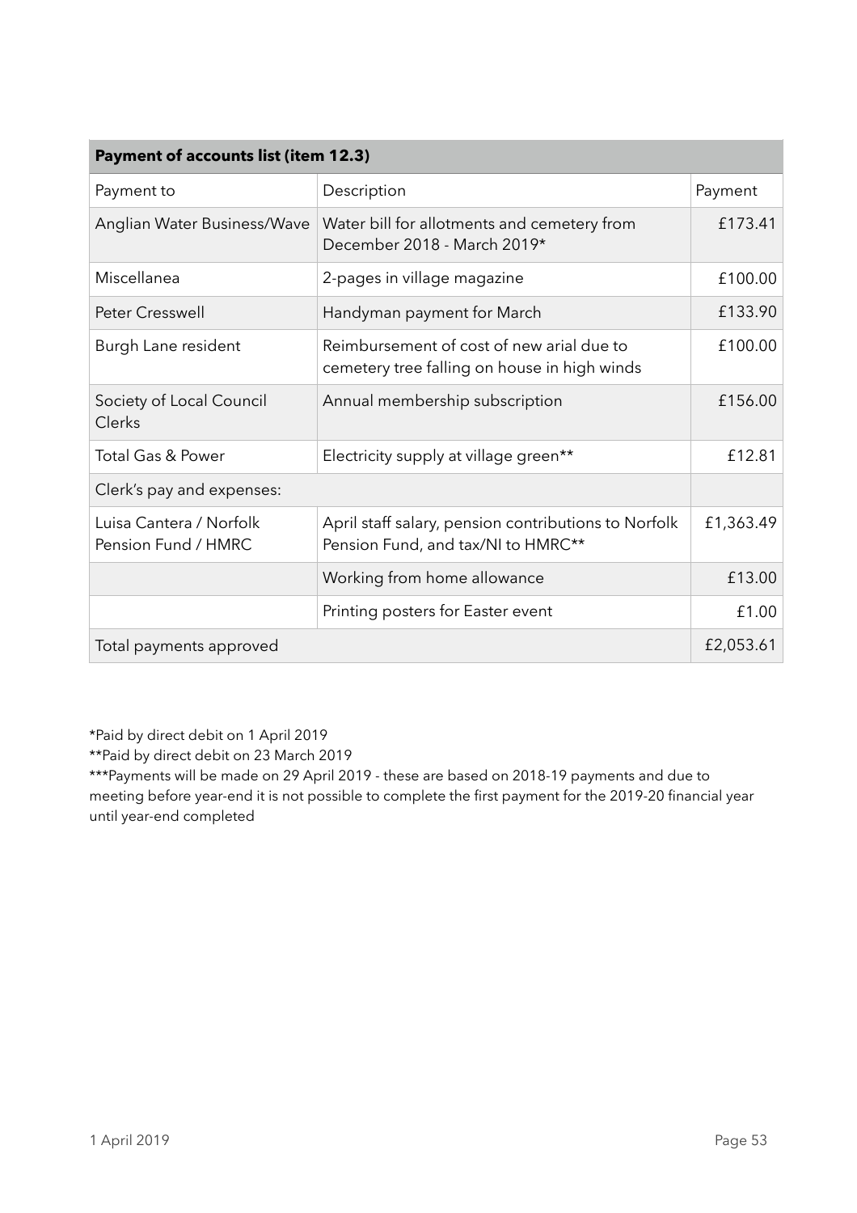| Payment of accounts list (item 12.3) | | |
| --- | --- | --- |
| Payment to | Description | Payment |
| Anglian Water Business/Wave | Water bill for allotments and cemetery from December 2018 - March 2019* | £173.41 |
| Miscellanea | 2-pages in village magazine | £100.00 |
| Peter Cresswell | Handyman payment for March | £133.90 |
| Burgh Lane resident | Reimbursement of cost of new arial due to cemetery tree falling on house in high winds | £100.00 |
| Society of Local Council Clerks | Annual membership subscription | £156.00 |
| Total Gas & Power | Electricity supply at village green** | £12.81 |
| Clerk's pay and expenses: | | |
| Luisa Cantera / Norfolk Pension Fund / HMRC | April staff salary, pension contributions to Norfolk Pension Fund, and tax/NI to HMRC** | £1,363.49 |
| | Working from home allowance | £13.00 |
| | Printing posters for Easter event | £1.00 |
| Total payments approved | | £2,053.61 |

*Paid by direct debit on 1 April 2019

**Paid by direct debit on 23 March 2019

***Payments will be made on 29 April 2019 - these are based on 2018-19 payments and due to meeting before year-end it is not possible to complete the first payment for the 2019-20 financial year until year-end completed